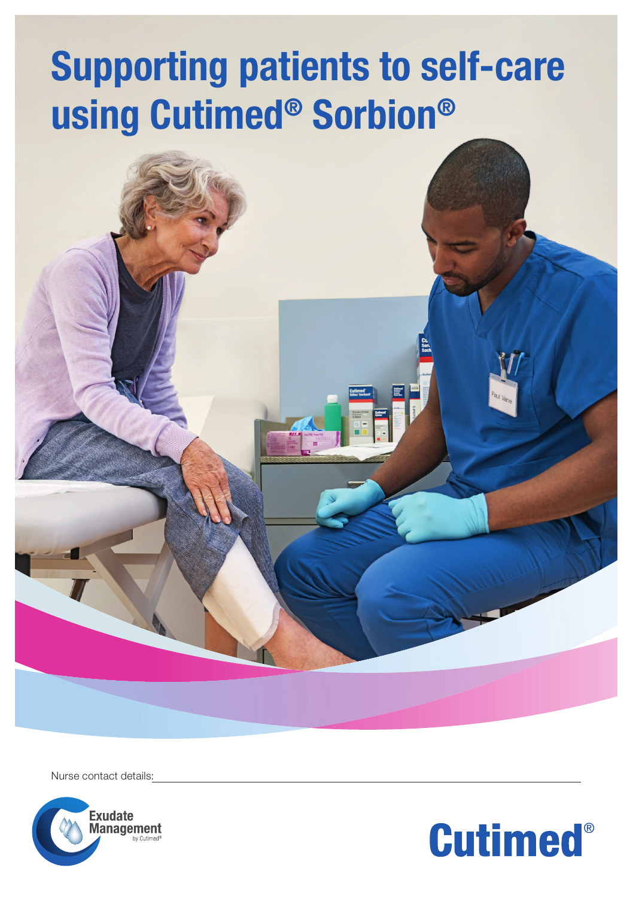# Supporting patients to self-care using Cutimed® Sorbion®

Nurse contact details: ___________________________________________

Exudate Management by Cutimed®

Cutimed®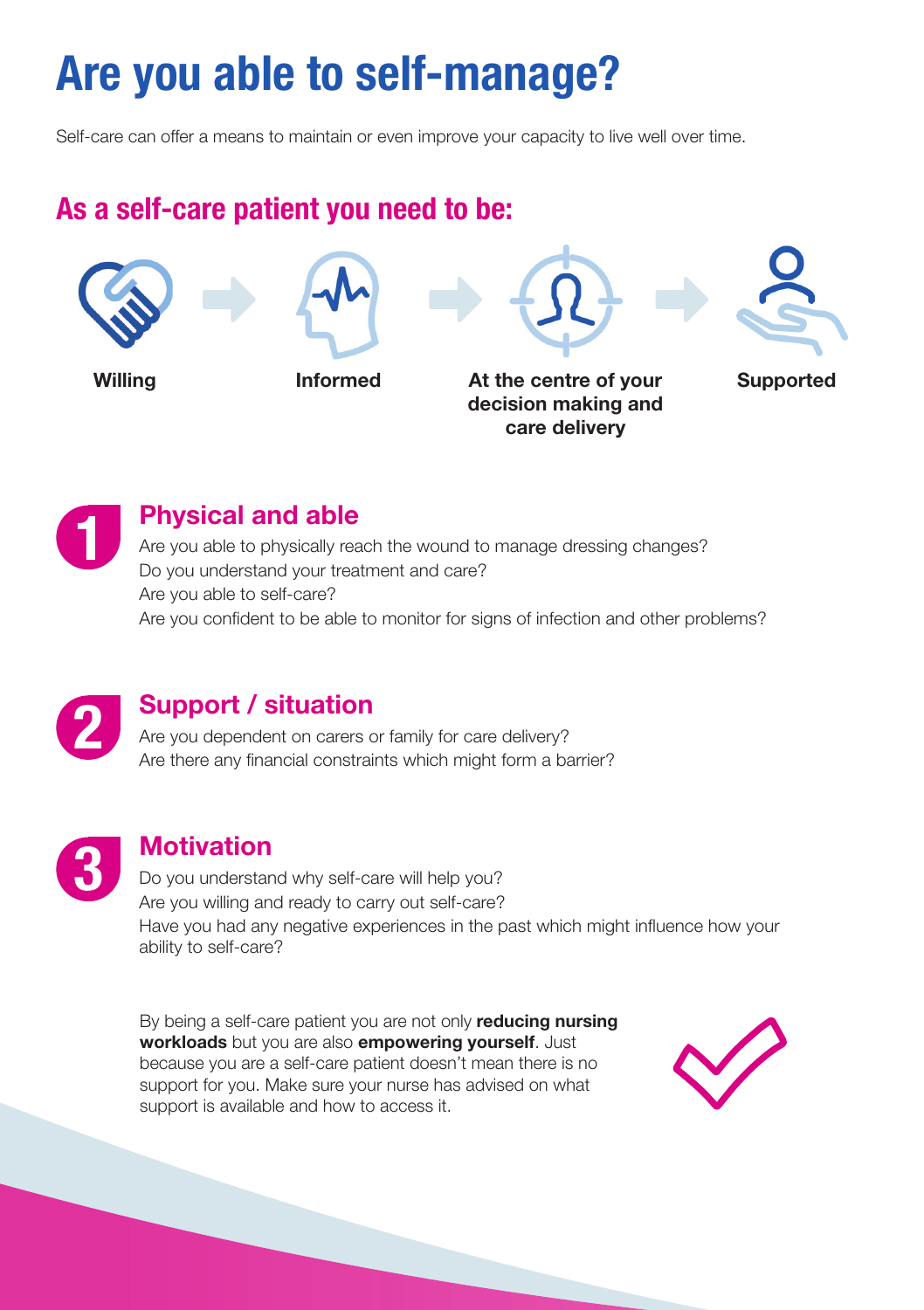# Are you able to self-manage?

Self-care can offer a means to maintain or even improve your capacity to live well over time.

## As a self-care patient you need to be:

**Willing** → **Informed** → **At the centre of your decision making and care delivery** → **Supported**

## 1 Physical and able

Are you able to physically reach the wound to manage dressing changes?
Do you understand your treatment and care?
Are you able to self-care?
Are you confident to be able to monitor for signs of infection and other problems?

## 2 Support / situation

Are you dependent on carers or family for care delivery?
Are there any financial constraints which might form a barrier?

## 3 Motivation

Do you understand why self-care will help you?
Are you willing and ready to carry out self-care?
Have you had any negative experiences in the past which might influence how your ability to self-care?

By being a self-care patient you are not only **reducing nursing workloads** but you are also **empowering yourself**. Just because you are a self-care patient doesn't mean there is no support for you. Make sure your nurse has advised on what support is available and how to access it.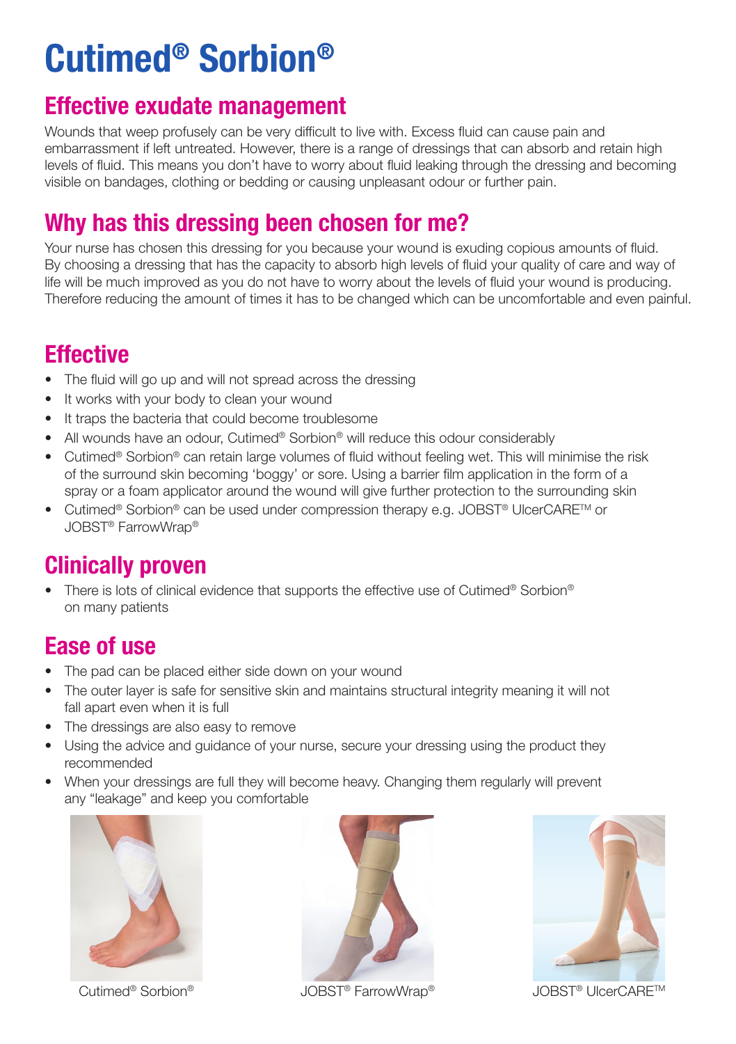# Cutimed® Sorbion®

## Effective exudate management

Wounds that weep profusely can be very difficult to live with. Excess fluid can cause pain and embarrassment if left untreated. However, there is a range of dressings that can absorb and retain high levels of fluid. This means you don't have to worry about fluid leaking through the dressing and becoming visible on bandages, clothing or bedding or causing unpleasant odour or further pain.

## Why has this dressing been chosen for me?

Your nurse has chosen this dressing for you because your wound is exuding copious amounts of fluid. By choosing a dressing that has the capacity to absorb high levels of fluid your quality of care and way of life will be much improved as you do not have to worry about the levels of fluid your wound is producing. Therefore reducing the amount of times it has to be changed which can be uncomfortable and even painful.

## Effective

- The fluid will go up and will not spread across the dressing
- It works with your body to clean your wound
- It traps the bacteria that could become troublesome
- All wounds have an odour, Cutimed® Sorbion® will reduce this odour considerably
- Cutimed® Sorbion® can retain large volumes of fluid without feeling wet. This will minimise the risk of the surround skin becoming 'boggy' or sore. Using a barrier film application in the form of a spray or a foam applicator around the wound will give further protection to the surrounding skin
- Cutimed® Sorbion® can be used under compression therapy e.g. JOBST® UlcerCARE™ or JOBST® FarrowWrap®

## Clinically proven

- There is lots of clinical evidence that supports the effective use of Cutimed® Sorbion® on many patients

## Ease of use

- The pad can be placed either side down on your wound
- The outer layer is safe for sensitive skin and maintains structural integrity meaning it will not fall apart even when it is full
- The dressings are also easy to remove
- Using the advice and guidance of your nurse, secure your dressing using the product they recommended
- When your dressings are full they will become heavy. Changing them regularly will prevent any "leakage" and keep you comfortable

Cutimed® Sorbion®

JOBST® FarrowWrap®

JOBST® UlcerCARE™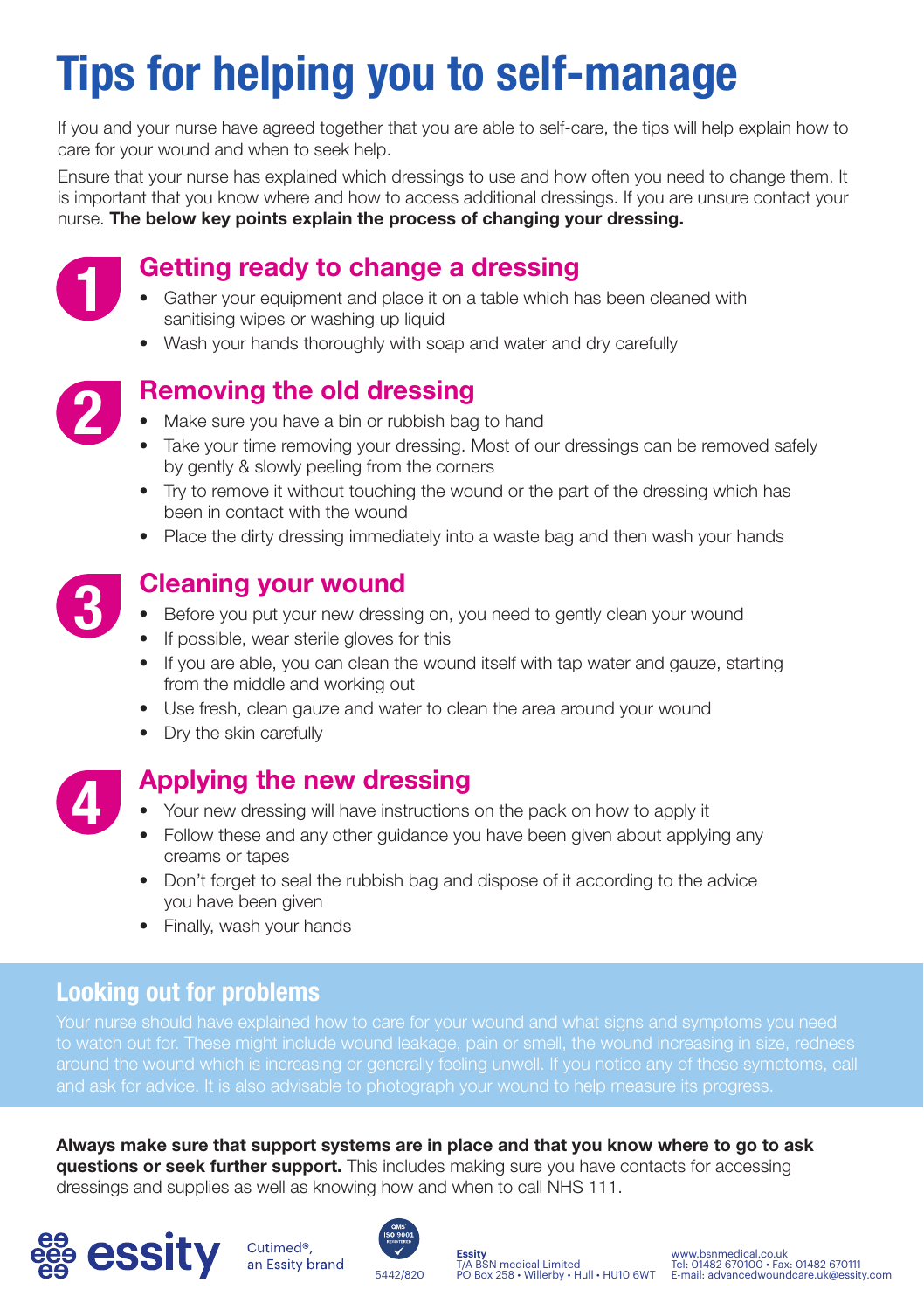# Tips for helping you to self-manage

If you and your nurse have agreed together that you are able to self-care, the tips will help explain how to care for your wound and when to seek help.

Ensure that your nurse has explained which dressings to use and how often you need to change them. It is important that you know where and how to access additional dressings. If you are unsure contact your nurse. **The below key points explain the process of changing your dressing.**

## 1 Getting ready to change a dressing

- Gather your equipment and place it on a table which has been cleaned with sanitising wipes or washing up liquid
- Wash your hands thoroughly with soap and water and dry carefully

## 2 Removing the old dressing

- Make sure you have a bin or rubbish bag to hand
- Take your time removing your dressing. Most of our dressings can be removed safely by gently & slowly peeling from the corners
- Try to remove it without touching the wound or the part of the dressing which has been in contact with the wound
- Place the dirty dressing immediately into a waste bag and then wash your hands

## 3 Cleaning your wound

- Before you put your new dressing on, you need to gently clean your wound
- If possible, wear sterile gloves for this
- If you are able, you can clean the wound itself with tap water and gauze, starting from the middle and working out
- Use fresh, clean gauze and water to clean the area around your wound
- Dry the skin carefully

## 4 Applying the new dressing

- Your new dressing will have instructions on the pack on how to apply it
- Follow these and any other guidance you have been given about applying any creams or tapes
- Don't forget to seal the rubbish bag and dispose of it according to the advice you have been given
- Finally, wash your hands

## Looking out for problems

Your nurse should have explained how to care for your wound and what signs and symptoms you need to watch out for. These might include wound leakage, pain or smell, the wound increasing in size, redness around the wound which is increasing or generally feeling unwell. If you notice any of these symptoms, call and ask for advice. It is also advisable to photograph your wound to help measure its progress.

**Always make sure that support systems are in place and that you know where to go to ask questions or seek further support.** This includes making sure you have contacts for accessing dressings and supplies as well as knowing how and when to call NHS 111.

essity

Cutimed®, an Essity brand

5442/820

**Essity**
T/A BSN medical Limited
PO Box 258 • Willerby • Hull • HU10 6WT

www.bsnmedical.co.uk
Tel: 01482 670100 • Fax: 01482 670111
E-mail: advancedwoundcare.uk@essity.com